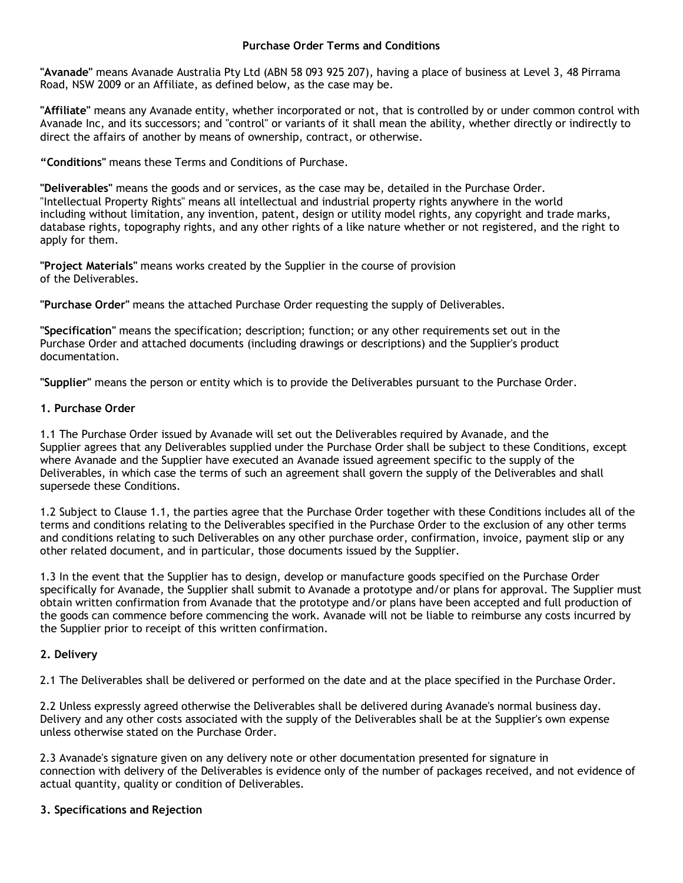# Purchase Order Terms and Conditions

**"Avanade"** means Avanade Australia Pty Ltd (ABN 58 093 925 207), having a place of business at Level 3, 48 Pirrama Road, NSW 2009 or an Affiliate, as defined below, as the case may be.

**"Affiliate"** means any Avanade entity, whether incorporated or not, that is controlled by or under common control with Avanade Inc, and its successors; and "control" or variants of it shall mean the ability, whether directly or indirectly to direct the affairs of another by means of ownership, contract, or otherwise.

**"Conditions"** means these Terms and Conditions of Purchase.

**"Deliverables"** means the goods and or services, as the case may be, detailed in the Purchase Order.
"Intellectual Property Rights" means all intellectual and industrial property rights anywhere in the world including without limitation, any invention, patent, design or utility model rights, any copyright and trade marks, database rights, topography rights, and any other rights of a like nature whether or not registered, and the right to apply for them.

**"Project Materials"** means works created by the Supplier in the course of provision of the Deliverables.

**"Purchase Order"** means the attached Purchase Order requesting the supply of Deliverables.

**"Specification"** means the specification; description; function; or any other requirements set out in the Purchase Order and attached documents (including drawings or descriptions) and the Supplier's product documentation.

**"Supplier"** means the person or entity which is to provide the Deliverables pursuant to the Purchase Order.

## 1. Purchase Order

1.1 The Purchase Order issued by Avanade will set out the Deliverables required by Avanade, and the Supplier agrees that any Deliverables supplied under the Purchase Order shall be subject to these Conditions, except where Avanade and the Supplier have executed an Avanade issued agreement specific to the supply of the Deliverables, in which case the terms of such an agreement shall govern the supply of the Deliverables and shall supersede these Conditions.

1.2 Subject to Clause 1.1, the parties agree that the Purchase Order together with these Conditions includes all of the terms and conditions relating to the Deliverables specified in the Purchase Order to the exclusion of any other terms and conditions relating to such Deliverables on any other purchase order, confirmation, invoice, payment slip or any other related document, and in particular, those documents issued by the Supplier.

1.3 In the event that the Supplier has to design, develop or manufacture goods specified on the Purchase Order specifically for Avanade, the Supplier shall submit to Avanade a prototype and/or plans for approval. The Supplier must obtain written confirmation from Avanade that the prototype and/or plans have been accepted and full production of the goods can commence before commencing the work. Avanade will not be liable to reimburse any costs incurred by the Supplier prior to receipt of this written confirmation.

## 2. Delivery

2.1 The Deliverables shall be delivered or performed on the date and at the place specified in the Purchase Order.

2.2 Unless expressly agreed otherwise the Deliverables shall be delivered during Avanade's normal business day. Delivery and any other costs associated with the supply of the Deliverables shall be at the Supplier's own expense unless otherwise stated on the Purchase Order.

2.3 Avanade's signature given on any delivery note or other documentation presented for signature in connection with delivery of the Deliverables is evidence only of the number of packages received, and not evidence of actual quantity, quality or condition of Deliverables.

## 3. Specifications and Rejection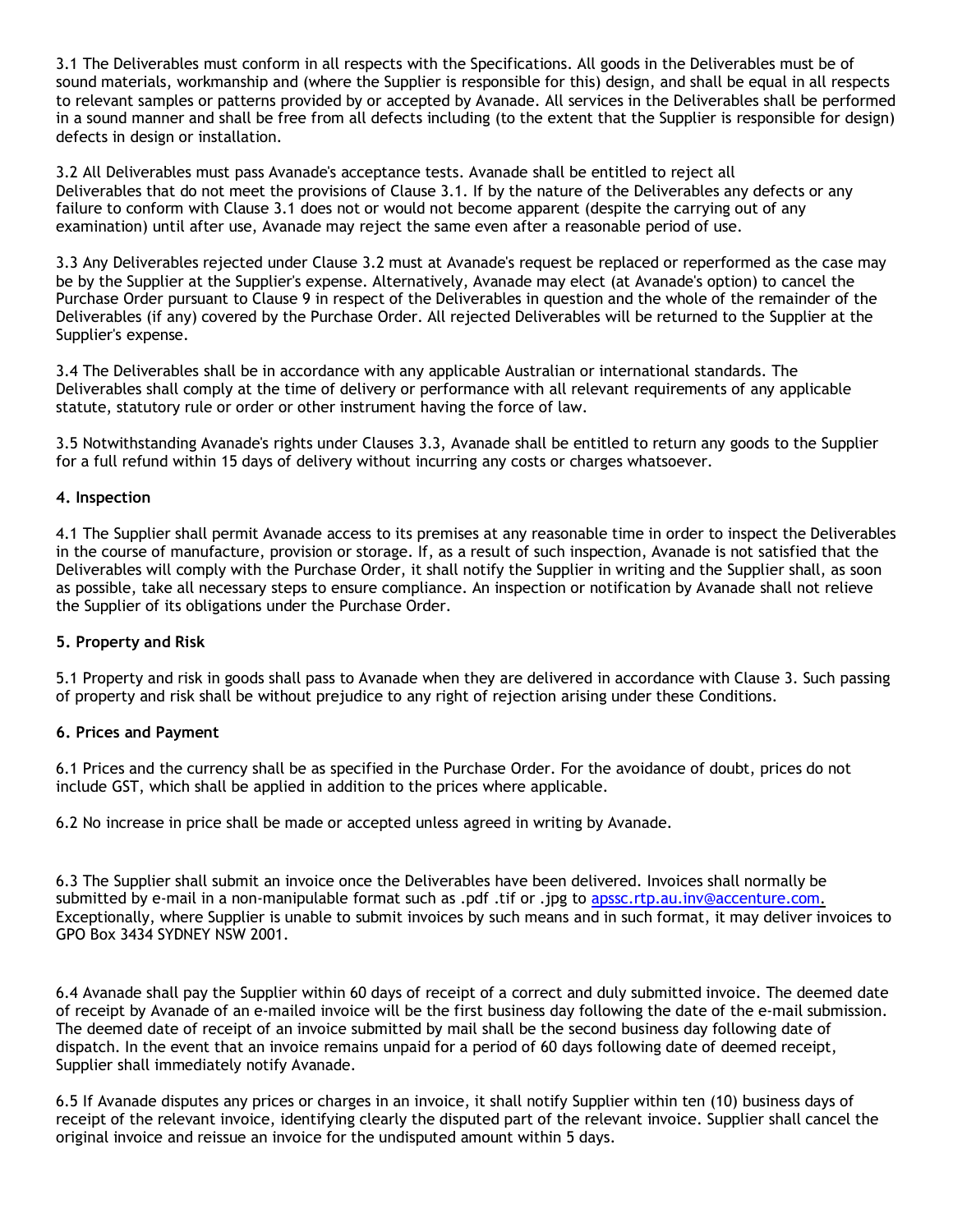3.1 The Deliverables must conform in all respects with the Specifications. All goods in the Deliverables must be of sound materials, workmanship and (where the Supplier is responsible for this) design, and shall be equal in all respects to relevant samples or patterns provided by or accepted by Avanade. All services in the Deliverables shall be performed in a sound manner and shall be free from all defects including (to the extent that the Supplier is responsible for design) defects in design or installation.

3.2 All Deliverables must pass Avanade's acceptance tests. Avanade shall be entitled to reject all Deliverables that do not meet the provisions of Clause 3.1. If by the nature of the Deliverables any defects or any failure to conform with Clause 3.1 does not or would not become apparent (despite the carrying out of any examination) until after use, Avanade may reject the same even after a reasonable period of use.

3.3 Any Deliverables rejected under Clause 3.2 must at Avanade's request be replaced or reperformed as the case may be by the Supplier at the Supplier's expense. Alternatively, Avanade may elect (at Avanade's option) to cancel the Purchase Order pursuant to Clause 9 in respect of the Deliverables in question and the whole of the remainder of the Deliverables (if any) covered by the Purchase Order. All rejected Deliverables will be returned to the Supplier at the Supplier's expense.

3.4 The Deliverables shall be in accordance with any applicable Australian or international standards. The Deliverables shall comply at the time of delivery or performance with all relevant requirements of any applicable statute, statutory rule or order or other instrument having the force of law.

3.5 Notwithstanding Avanade's rights under Clauses 3.3, Avanade shall be entitled to return any goods to the Supplier for a full refund within 15 days of delivery without incurring any costs or charges whatsoever.

**4. Inspection**

4.1 The Supplier shall permit Avanade access to its premises at any reasonable time in order to inspect the Deliverables in the course of manufacture, provision or storage. If, as a result of such inspection, Avanade is not satisfied that the Deliverables will comply with the Purchase Order, it shall notify the Supplier in writing and the Supplier shall, as soon as possible, take all necessary steps to ensure compliance. An inspection or notification by Avanade shall not relieve the Supplier of its obligations under the Purchase Order.

**5. Property and Risk**

5.1 Property and risk in goods shall pass to Avanade when they are delivered in accordance with Clause 3. Such passing of property and risk shall be without prejudice to any right of rejection arising under these Conditions.

**6. Prices and Payment**

6.1 Prices and the currency shall be as specified in the Purchase Order. For the avoidance of doubt, prices do not include GST, which shall be applied in addition to the prices where applicable.

6.2 No increase in price shall be made or accepted unless agreed in writing by Avanade.

6.3 The Supplier shall submit an invoice once the Deliverables have been delivered. Invoices shall normally be submitted by e-mail in a non-manipulable format such as .pdf .tif or .jpg to apssc.rtp.au.inv@accenture.com. Exceptionally, where Supplier is unable to submit invoices by such means and in such format, it may deliver invoices to GPO Box 3434 SYDNEY NSW 2001.

6.4 Avanade shall pay the Supplier within 60 days of receipt of a correct and duly submitted invoice. The deemed date of receipt by Avanade of an e-mailed invoice will be the first business day following the date of the e-mail submission. The deemed date of receipt of an invoice submitted by mail shall be the second business day following date of dispatch. In the event that an invoice remains unpaid for a period of 60 days following date of deemed receipt, Supplier shall immediately notify Avanade.

6.5 If Avanade disputes any prices or charges in an invoice, it shall notify Supplier within ten (10) business days of receipt of the relevant invoice, identifying clearly the disputed part of the relevant invoice. Supplier shall cancel the original invoice and reissue an invoice for the undisputed amount within 5 days.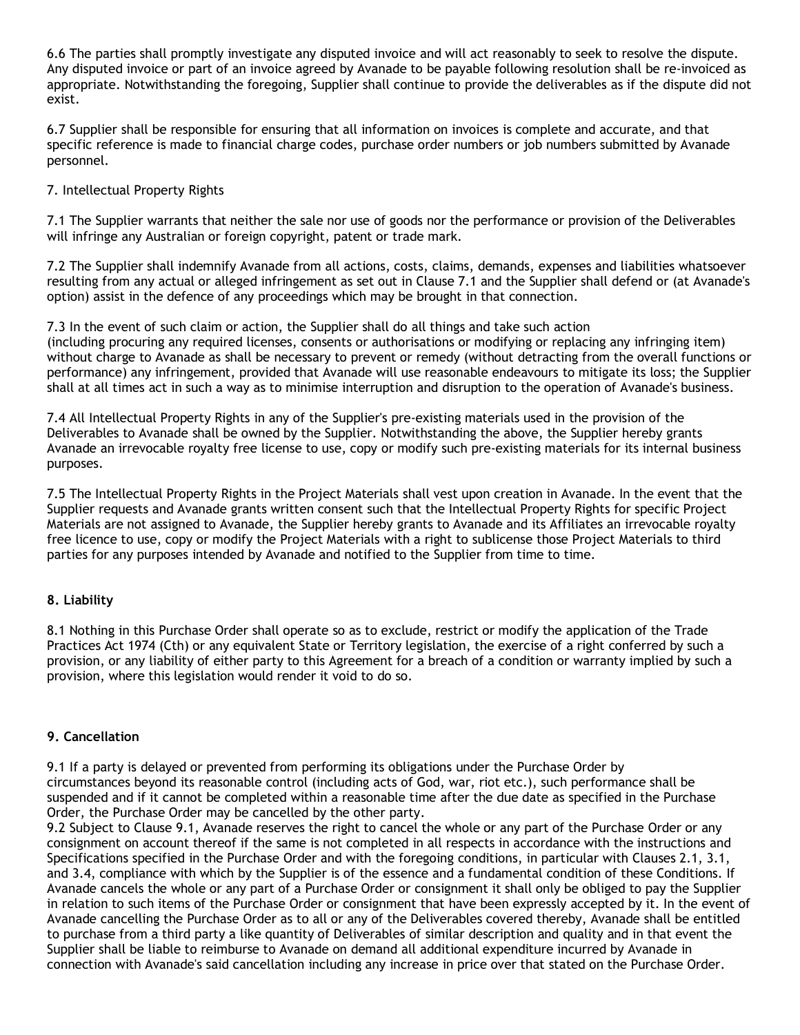6.6 The parties shall promptly investigate any disputed invoice and will act reasonably to seek to resolve the dispute. Any disputed invoice or part of an invoice agreed by Avanade to be payable following resolution shall be re-invoiced as appropriate. Notwithstanding the foregoing, Supplier shall continue to provide the deliverables as if the dispute did not exist.

6.7 Supplier shall be responsible for ensuring that all information on invoices is complete and accurate, and that specific reference is made to financial charge codes, purchase order numbers or job numbers submitted by Avanade personnel.

7. Intellectual Property Rights

7.1 The Supplier warrants that neither the sale nor use of goods nor the performance or provision of the Deliverables will infringe any Australian or foreign copyright, patent or trade mark.

7.2 The Supplier shall indemnify Avanade from all actions, costs, claims, demands, expenses and liabilities whatsoever resulting from any actual or alleged infringement as set out in Clause 7.1 and the Supplier shall defend or (at Avanade's option) assist in the defence of any proceedings which may be brought in that connection.

7.3 In the event of such claim or action, the Supplier shall do all things and take such action (including procuring any required licenses, consents or authorisations or modifying or replacing any infringing item) without charge to Avanade as shall be necessary to prevent or remedy (without detracting from the overall functions or performance) any infringement, provided that Avanade will use reasonable endeavours to mitigate its loss; the Supplier shall at all times act in such a way as to minimise interruption and disruption to the operation of Avanade's business.

7.4 All Intellectual Property Rights in any of the Supplier's pre-existing materials used in the provision of the Deliverables to Avanade shall be owned by the Supplier. Notwithstanding the above, the Supplier hereby grants Avanade an irrevocable royalty free license to use, copy or modify such pre-existing materials for its internal business purposes.

7.5 The Intellectual Property Rights in the Project Materials shall vest upon creation in Avanade. In the event that the Supplier requests and Avanade grants written consent such that the Intellectual Property Rights for specific Project Materials are not assigned to Avanade, the Supplier hereby grants to Avanade and its Affiliates an irrevocable royalty free licence to use, copy or modify the Project Materials with a right to sublicense those Project Materials to third parties for any purposes intended by Avanade and notified to the Supplier from time to time.

**8. Liability**

8.1 Nothing in this Purchase Order shall operate so as to exclude, restrict or modify the application of the Trade Practices Act 1974 (Cth) or any equivalent State or Territory legislation, the exercise of a right conferred by such a provision, or any liability of either party to this Agreement for a breach of a condition or warranty implied by such a provision, where this legislation would render it void to do so.

**9. Cancellation**

9.1 If a party is delayed or prevented from performing its obligations under the Purchase Order by circumstances beyond its reasonable control (including acts of God, war, riot etc.), such performance shall be suspended and if it cannot be completed within a reasonable time after the due date as specified in the Purchase Order, the Purchase Order may be cancelled by the other party.

9.2 Subject to Clause 9.1, Avanade reserves the right to cancel the whole or any part of the Purchase Order or any consignment on account thereof if the same is not completed in all respects in accordance with the instructions and Specifications specified in the Purchase Order and with the foregoing conditions, in particular with Clauses 2.1, 3.1, and 3.4, compliance with which by the Supplier is of the essence and a fundamental condition of these Conditions. If Avanade cancels the whole or any part of a Purchase Order or consignment it shall only be obliged to pay the Supplier in relation to such items of the Purchase Order or consignment that have been expressly accepted by it. In the event of Avanade cancelling the Purchase Order as to all or any of the Deliverables covered thereby, Avanade shall be entitled to purchase from a third party a like quantity of Deliverables of similar description and quality and in that event the Supplier shall be liable to reimburse to Avanade on demand all additional expenditure incurred by Avanade in connection with Avanade's said cancellation including any increase in price over that stated on the Purchase Order.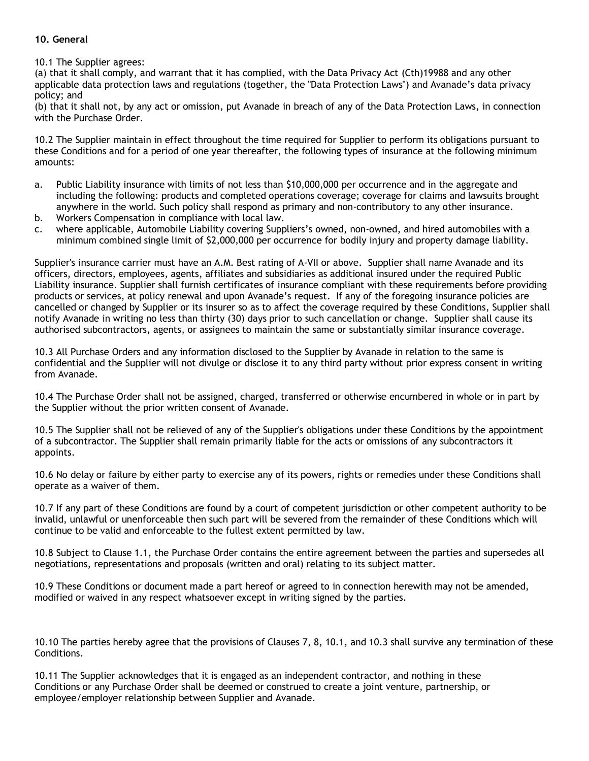**10. General**

10.1 The Supplier agrees:
(a) that it shall comply, and warrant that it has complied, with the Data Privacy Act (Cth)19988 and any other applicable data protection laws and regulations (together, the "Data Protection Laws") and Avanade's data privacy policy; and
(b) that it shall not, by any act or omission, put Avanade in breach of any of the Data Protection Laws, in connection with the Purchase Order.

10.2 The Supplier maintain in effect throughout the time required for Supplier to perform its obligations pursuant to these Conditions and for a period of one year thereafter, the following types of insurance at the following minimum amounts:

a. Public Liability insurance with limits of not less than $10,000,000 per occurrence and in the aggregate and including the following: products and completed operations coverage; coverage for claims and lawsuits brought anywhere in the world. Such policy shall respond as primary and non-contributory to any other insurance.
b. Workers Compensation in compliance with local law.
c. where applicable, Automobile Liability covering Suppliers's owned, non-owned, and hired automobiles with a minimum combined single limit of $2,000,000 per occurrence for bodily injury and property damage liability.

Supplier's insurance carrier must have an A.M. Best rating of A-VII or above. Supplier shall name Avanade and its officers, directors, employees, agents, affiliates and subsidiaries as additional insured under the required Public Liability insurance. Supplier shall furnish certificates of insurance compliant with these requirements before providing products or services, at policy renewal and upon Avanade's request. If any of the foregoing insurance policies are cancelled or changed by Supplier or its insurer so as to affect the coverage required by these Conditions, Supplier shall notify Avanade in writing no less than thirty (30) days prior to such cancellation or change. Supplier shall cause its authorised subcontractors, agents, or assignees to maintain the same or substantially similar insurance coverage.

10.3 All Purchase Orders and any information disclosed to the Supplier by Avanade in relation to the same is confidential and the Supplier will not divulge or disclose it to any third party without prior express consent in writing from Avanade.

10.4 The Purchase Order shall not be assigned, charged, transferred or otherwise encumbered in whole or in part by the Supplier without the prior written consent of Avanade.

10.5 The Supplier shall not be relieved of any of the Supplier's obligations under these Conditions by the appointment of a subcontractor. The Supplier shall remain primarily liable for the acts or omissions of any subcontractors it appoints.

10.6 No delay or failure by either party to exercise any of its powers, rights or remedies under these Conditions shall operate as a waiver of them.

10.7 If any part of these Conditions are found by a court of competent jurisdiction or other competent authority to be invalid, unlawful or unenforceable then such part will be severed from the remainder of these Conditions which will continue to be valid and enforceable to the fullest extent permitted by law.

10.8 Subject to Clause 1.1, the Purchase Order contains the entire agreement between the parties and supersedes all negotiations, representations and proposals (written and oral) relating to its subject matter.

10.9 These Conditions or document made a part hereof or agreed to in connection herewith may not be amended, modified or waived in any respect whatsoever except in writing signed by the parties.

10.10 The parties hereby agree that the provisions of Clauses 7, 8, 10.1, and 10.3 shall survive any termination of these Conditions.

10.11 The Supplier acknowledges that it is engaged as an independent contractor, and nothing in these Conditions or any Purchase Order shall be deemed or construed to create a joint venture, partnership, or employee/employer relationship between Supplier and Avanade.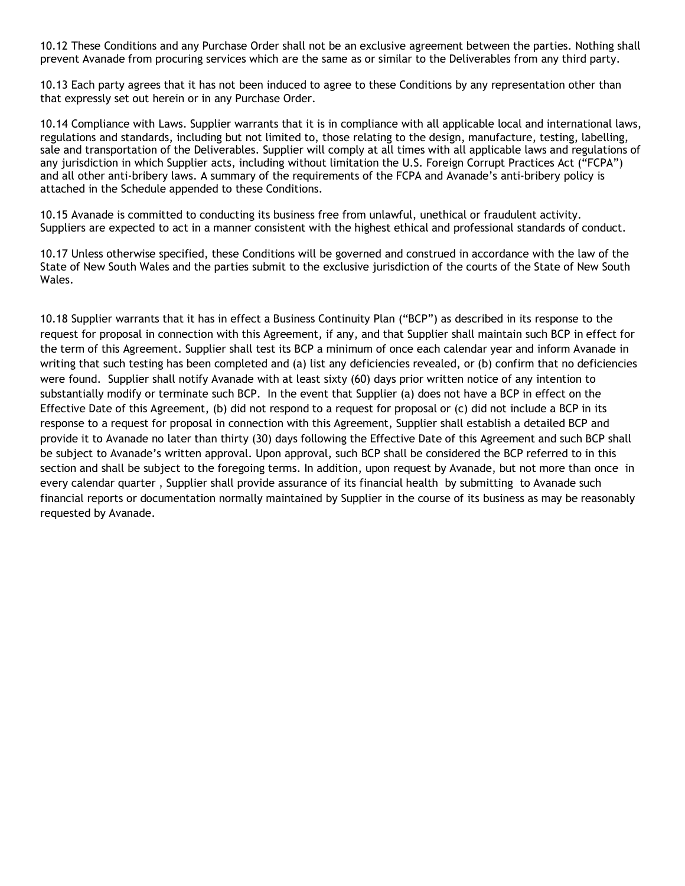10.12 These Conditions and any Purchase Order shall not be an exclusive agreement between the parties. Nothing shall prevent Avanade from procuring services which are the same as or similar to the Deliverables from any third party.

10.13 Each party agrees that it has not been induced to agree to these Conditions by any representation other than that expressly set out herein or in any Purchase Order.

10.14 Compliance with Laws. Supplier warrants that it is in compliance with all applicable local and international laws, regulations and standards, including but not limited to, those relating to the design, manufacture, testing, labelling, sale and transportation of the Deliverables. Supplier will comply at all times with all applicable laws and regulations of any jurisdiction in which Supplier acts, including without limitation the U.S. Foreign Corrupt Practices Act ("FCPA") and all other anti-bribery laws. A summary of the requirements of the FCPA and Avanade's anti-bribery policy is attached in the Schedule appended to these Conditions.

10.15 Avanade is committed to conducting its business free from unlawful, unethical or fraudulent activity. Suppliers are expected to act in a manner consistent with the highest ethical and professional standards of conduct.

10.17 Unless otherwise specified, these Conditions will be governed and construed in accordance with the law of the State of New South Wales and the parties submit to the exclusive jurisdiction of the courts of the State of New South Wales.

10.18 Supplier warrants that it has in effect a Business Continuity Plan ("BCP") as described in its response to the request for proposal in connection with this Agreement, if any, and that Supplier shall maintain such BCP in effect for the term of this Agreement. Supplier shall test its BCP a minimum of once each calendar year and inform Avanade in writing that such testing has been completed and (a) list any deficiencies revealed, or (b) confirm that no deficiencies were found. Supplier shall notify Avanade with at least sixty (60) days prior written notice of any intention to substantially modify or terminate such BCP. In the event that Supplier (a) does not have a BCP in effect on the Effective Date of this Agreement, (b) did not respond to a request for proposal or (c) did not include a BCP in its response to a request for proposal in connection with this Agreement, Supplier shall establish a detailed BCP and provide it to Avanade no later than thirty (30) days following the Effective Date of this Agreement and such BCP shall be subject to Avanade's written approval. Upon approval, such BCP shall be considered the BCP referred to in this section and shall be subject to the foregoing terms. In addition, upon request by Avanade, but not more than once in every calendar quarter , Supplier shall provide assurance of its financial health by submitting to Avanade such financial reports or documentation normally maintained by Supplier in the course of its business as may be reasonably requested by Avanade.